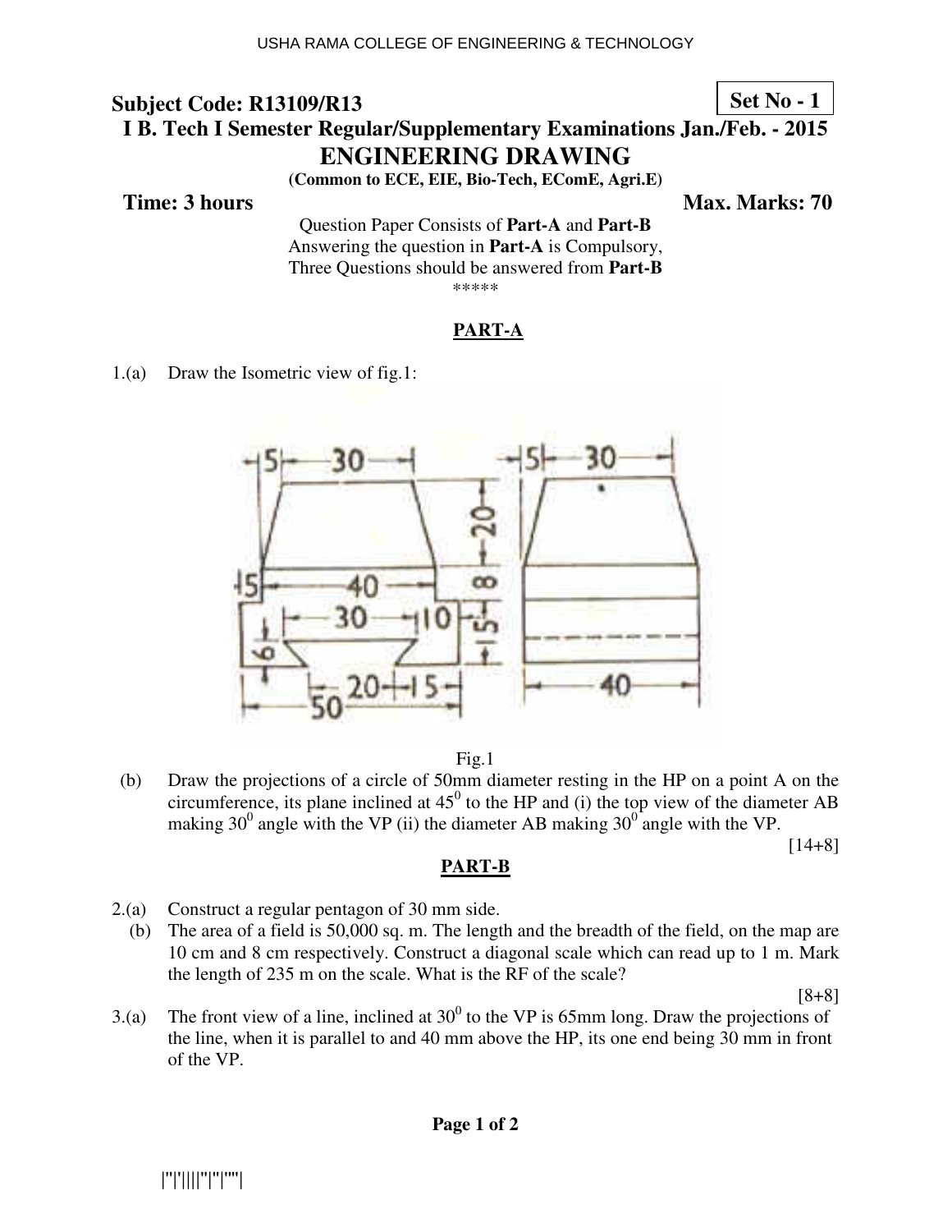USHA RAMA COLLEGE OF ENGINEERING & TECHNOLOGY

**Subject Code: R13109/R13** **Set No - 1**

## I B. Tech I Semester Regular/Supplementary Examinations Jan./Feb. - 2015

## ENGINEERING DRAWING

**(Common to ECE, EIE, Bio-Tech, EComE, Agri.E)**

**Time: 3 hours** **Max. Marks: 70**

Question Paper Consists of **Part-A** and **Part-B**
Answering the question in **Part-A** is Compulsory,
Three Questions should be answered from **Part-B**

\*\*\*\*\*

### PART-A

1.(a) Draw the Isometric view of fig.1:

Fig.1

(b) Draw the projections of a circle of 50mm diameter resting in the HP on a point A on the circumference, its plane inclined at $45^0$ to the HP and (i) the top view of the diameter AB making $30^0$ angle with the VP (ii) the diameter AB making $30^0$ angle with the VP.

[14+8]

### PART-B

2.(a) Construct a regular pentagon of 30 mm side.

(b) The area of a field is 50,000 sq. m. The length and the breadth of the field, on the map are 10 cm and 8 cm respectively. Construct a diagonal scale which can read up to 1 m. Mark the length of 235 m on the scale. What is the RF of the scale?

[8+8]

3.(a) The front view of a line, inclined at $30^0$ to the VP is 65mm long. Draw the projections of the line, when it is parallel to and 40 mm above the HP, its one end being 30 mm in front of the VP.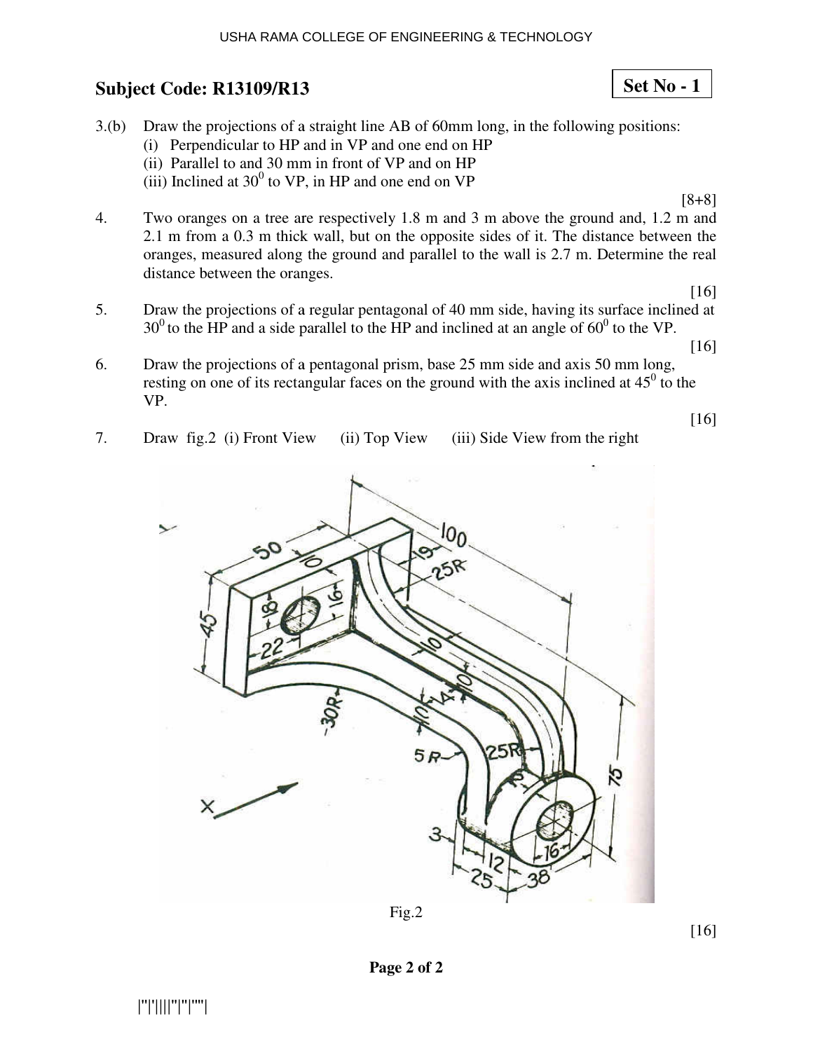## Subject Code: R13109/R13

**Set No - 1**

3.(b) Draw the projections of a straight line AB of 60mm long, in the following positions:
   (i) Perpendicular to HP and in VP and one end on HP
   (ii) Parallel to and 30 mm in front of VP and on HP
   (iii) Inclined at $30^0$ to VP, in HP and one end on VP

[8+8]

4. Two oranges on a tree are respectively 1.8 m and 3 m above the ground and, 1.2 m and 2.1 m from a 0.3 m thick wall, but on the opposite sides of it. The distance between the oranges, measured along the ground and parallel to the wall is 2.7 m. Determine the real distance between the oranges.

[16]

5. Draw the projections of a regular pentagonal of 40 mm side, having its surface inclined at $30^0$ to the HP and a side parallel to the HP and inclined at an angle of $60^0$ to the VP.

[16]

6. Draw the projections of a pentagonal prism, base 25 mm side and axis 50 mm long, resting on one of its rectangular faces on the ground with the axis inclined at $45^0$ to the VP.

[16]

7. Draw fig.2 (i) Front View (ii) Top View (iii) Side View from the right

Fig.2

[16]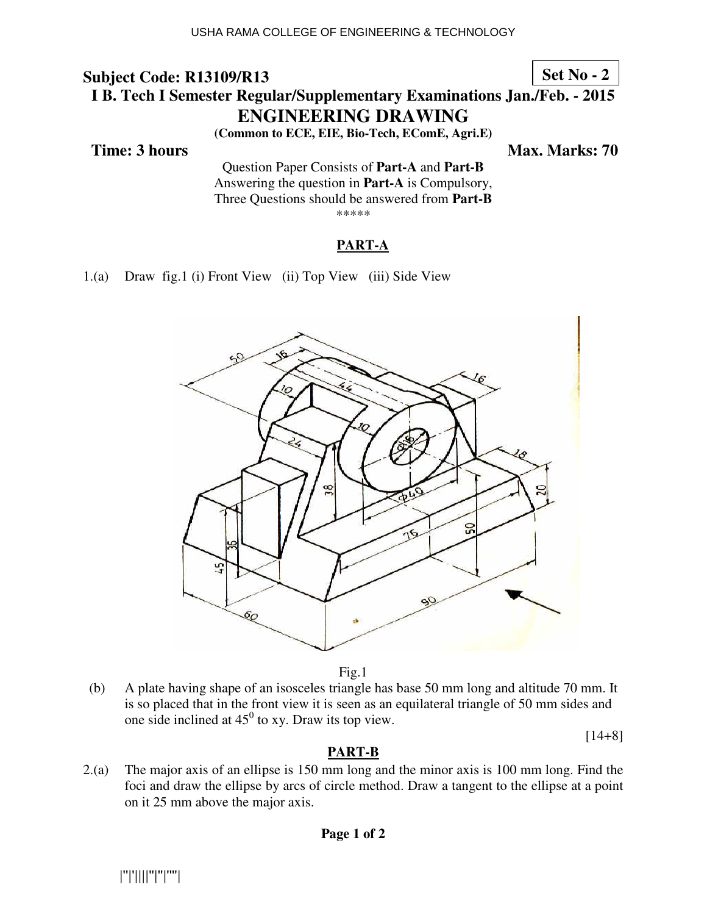**Subject Code: R13109/R13** **Set No - 2**

**I B. Tech I Semester Regular/Supplementary Examinations Jan./Feb. - 2015**

# ENGINEERING DRAWING

**(Common to ECE, EIE, Bio-Tech, EComE, Agri.E)**

**Time: 3 hours** **Max. Marks: 70**

Question Paper Consists of **Part-A** and **Part-B**
Answering the question in **Part-A** is Compulsory,
Three Questions should be answered from **Part-B**

*****

## PART-A

1.(a) Draw fig.1 (i) Front View (ii) Top View (iii) Side View

Fig.1

(b) A plate having shape of an isosceles triangle has base 50 mm long and altitude 70 mm. It is so placed that in the front view it is seen as an equilateral triangle of 50 mm sides and one side inclined at $45^0$ to xy. Draw its top view.

[14+8]

## PART-B

2.(a) The major axis of an ellipse is 150 mm long and the minor axis is 100 mm long. Find the foci and draw the ellipse by arcs of circle method. Draw a tangent to the ellipse at a point on it 25 mm above the major axis.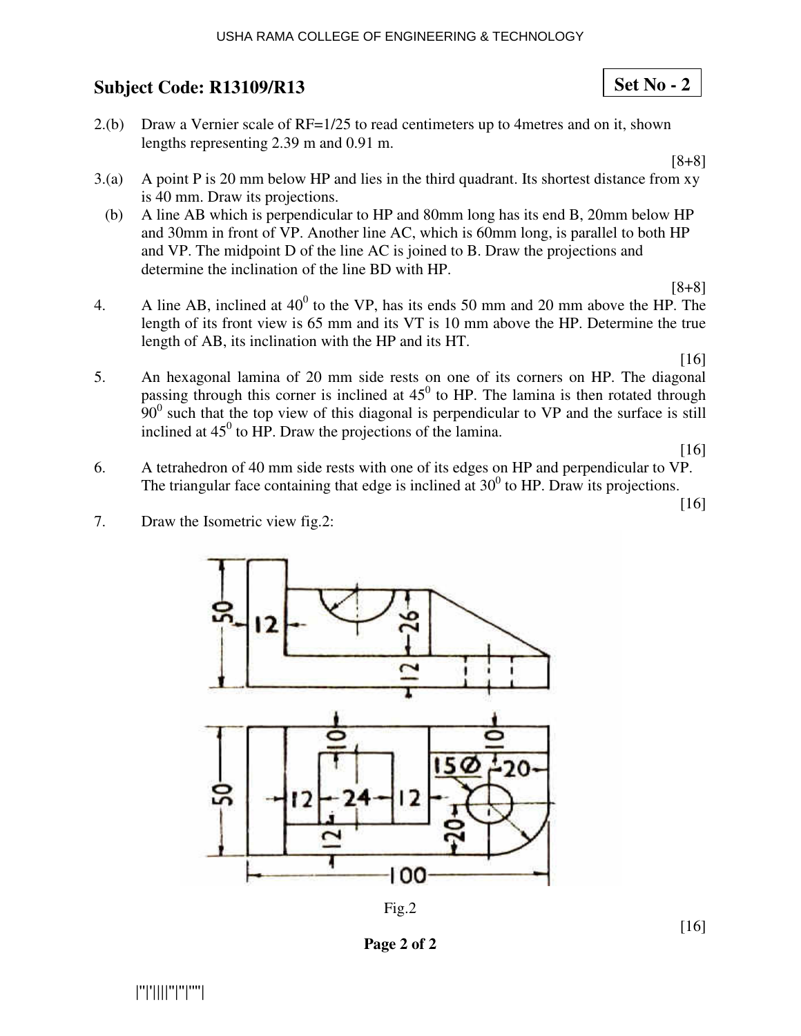**Subject Code: R13109/R13** **Set No - 2**

2.(b) Draw a Vernier scale of RF=1/25 to read centimeters up to 4metres and on it, shown lengths representing 2.39 m and 0.91 m.

[8+8]

3.(a) A point P is 20 mm below HP and lies in the third quadrant. Its shortest distance from xy is 40 mm. Draw its projections.

(b) A line AB which is perpendicular to HP and 80mm long has its end B, 20mm below HP and 30mm in front of VP. Another line AC, which is 60mm long, is parallel to both HP and VP. The midpoint D of the line AC is joined to B. Draw the projections and determine the inclination of the line BD with HP.

[8+8]

4. A line AB, inclined at $40^0$ to the VP, has its ends 50 mm and 20 mm above the HP. The length of its front view is 65 mm and its VT is 10 mm above the HP. Determine the true length of AB, its inclination with the HP and its HT.

[16]

5. An hexagonal lamina of 20 mm side rests on one of its corners on HP. The diagonal passing through this corner is inclined at $45^0$ to HP. The lamina is then rotated through $90^0$ such that the top view of this diagonal is perpendicular to VP and the surface is still inclined at $45^0$ to HP. Draw the projections of the lamina.

[16]

6. A tetrahedron of 40 mm side rests with one of its edges on HP and perpendicular to VP. The triangular face containing that edge is inclined at $30^0$ to HP. Draw its projections.

[16]

7. Draw the Isometric view fig.2:

Fig.2

[16]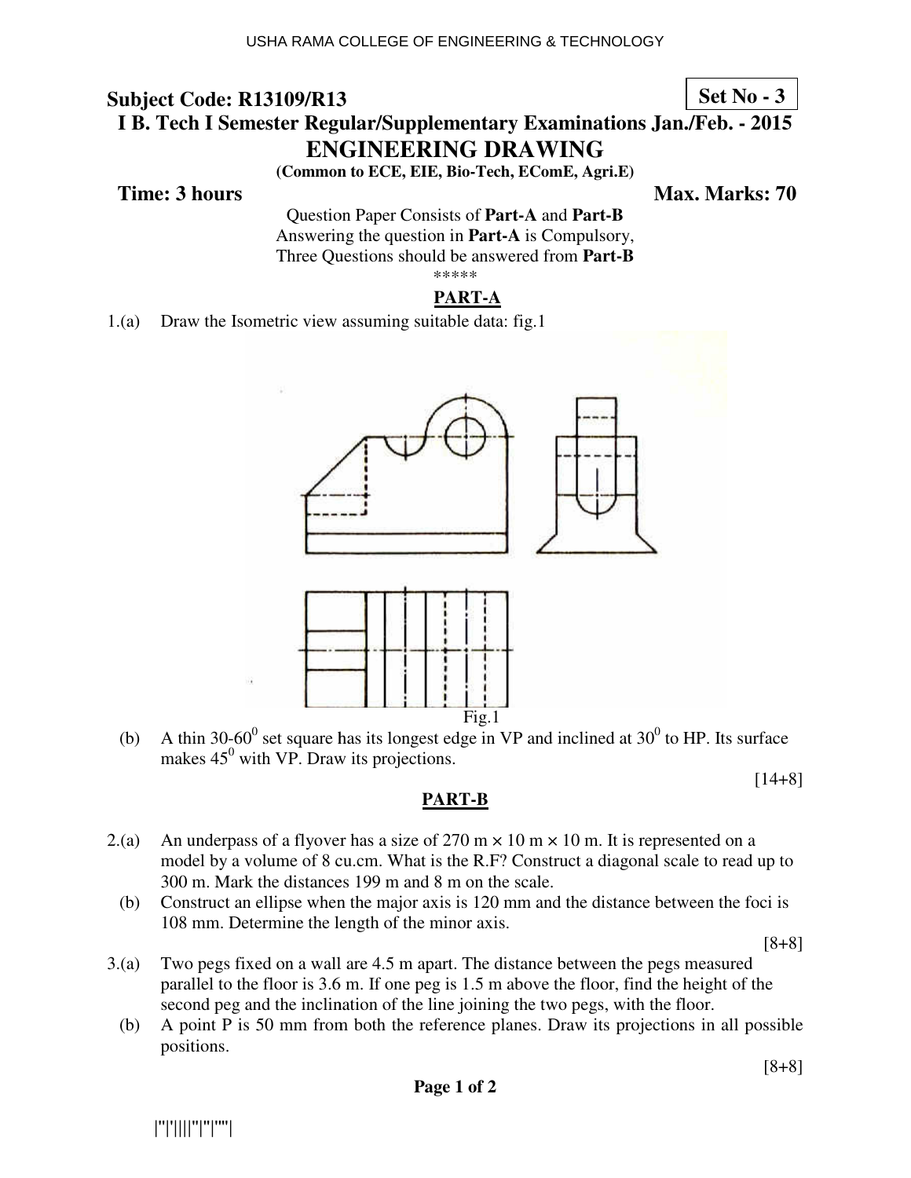USHA RAMA COLLEGE OF ENGINEERING & TECHNOLOGY

**Subject Code: R13109/R13** **Set No - 3**

# I B. Tech I Semester Regular/Supplementary Examinations Jan./Feb. - 2015

# ENGINEERING DRAWING

**(Common to ECE, EIE, Bio-Tech, EComE, Agri.E)**

**Time: 3 hours** **Max. Marks: 70**

Question Paper Consists of **Part-A** and **Part-B**
Answering the question in **Part-A** is Compulsory,
Three Questions should be answered from **Part-B**

\*\*\*\*\*

## PART-A

1.(a) Draw the Isometric view assuming suitable data: fig.1

Fig.1

(b) A thin 30-60$^0$ set square has its longest edge in VP and inclined at 30$^0$ to HP. Its surface makes 45$^0$ with VP. Draw its projections.

[14+8]

## PART-B

2.(a) An underpass of a flyover has a size of 270 m × 10 m × 10 m. It is represented on a model by a volume of 8 cu.cm. What is the R.F? Construct a diagonal scale to read up to 300 m. Mark the distances 199 m and 8 m on the scale.

(b) Construct an ellipse when the major axis is 120 mm and the distance between the foci is 108 mm. Determine the length of the minor axis.

[8+8]

3.(a) Two pegs fixed on a wall are 4.5 m apart. The distance between the pegs measured parallel to the floor is 3.6 m. If one peg is 1.5 m above the floor, find the height of the second peg and the inclination of the line joining the two pegs, with the floor.

(b) A point P is 50 mm from both the reference planes. Draw its projections in all possible positions.

[8+8]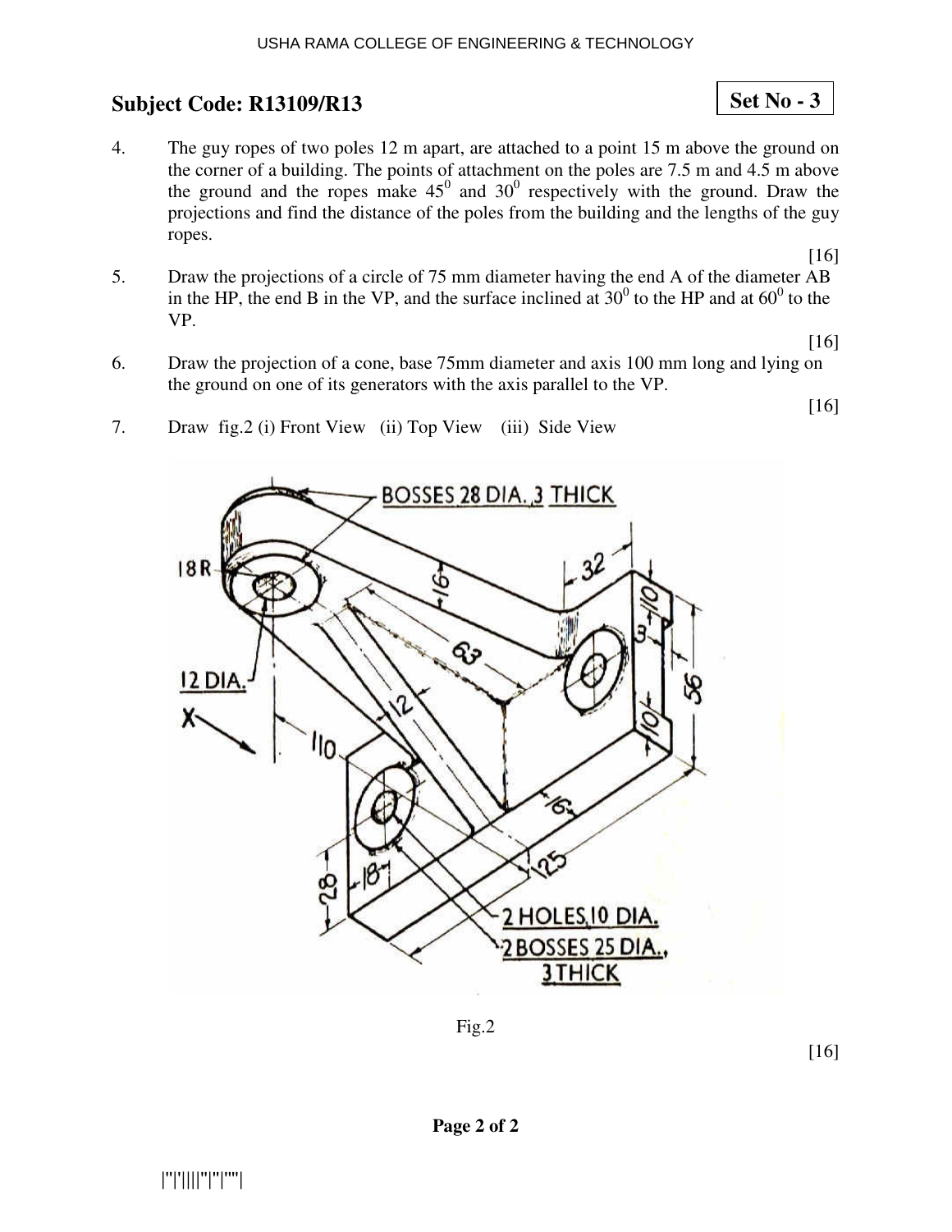## Subject Code: R13109/R13

**Set No - 3**

4. The guy ropes of two poles 12 m apart, are attached to a point 15 m above the ground on the corner of a building. The points of attachment on the poles are 7.5 m and 4.5 m above the ground and the ropes make $45^0$ and $30^0$ respectively with the ground. Draw the projections and find the distance of the poles from the building and the lengths of the guy ropes.

   [16]

5. Draw the projections of a circle of 75 mm diameter having the end A of the diameter AB in the HP, the end B in the VP, and the surface inclined at $30^0$ to the HP and at $60^0$ to the VP.

   [16]

6. Draw the projection of a cone, base 75mm diameter and axis 100 mm long and lying on the ground on one of its generators with the axis parallel to the VP.

   [16]

7. Draw fig.2 (i) Front View (ii) Top View (iii) Side View

Fig.2

[16]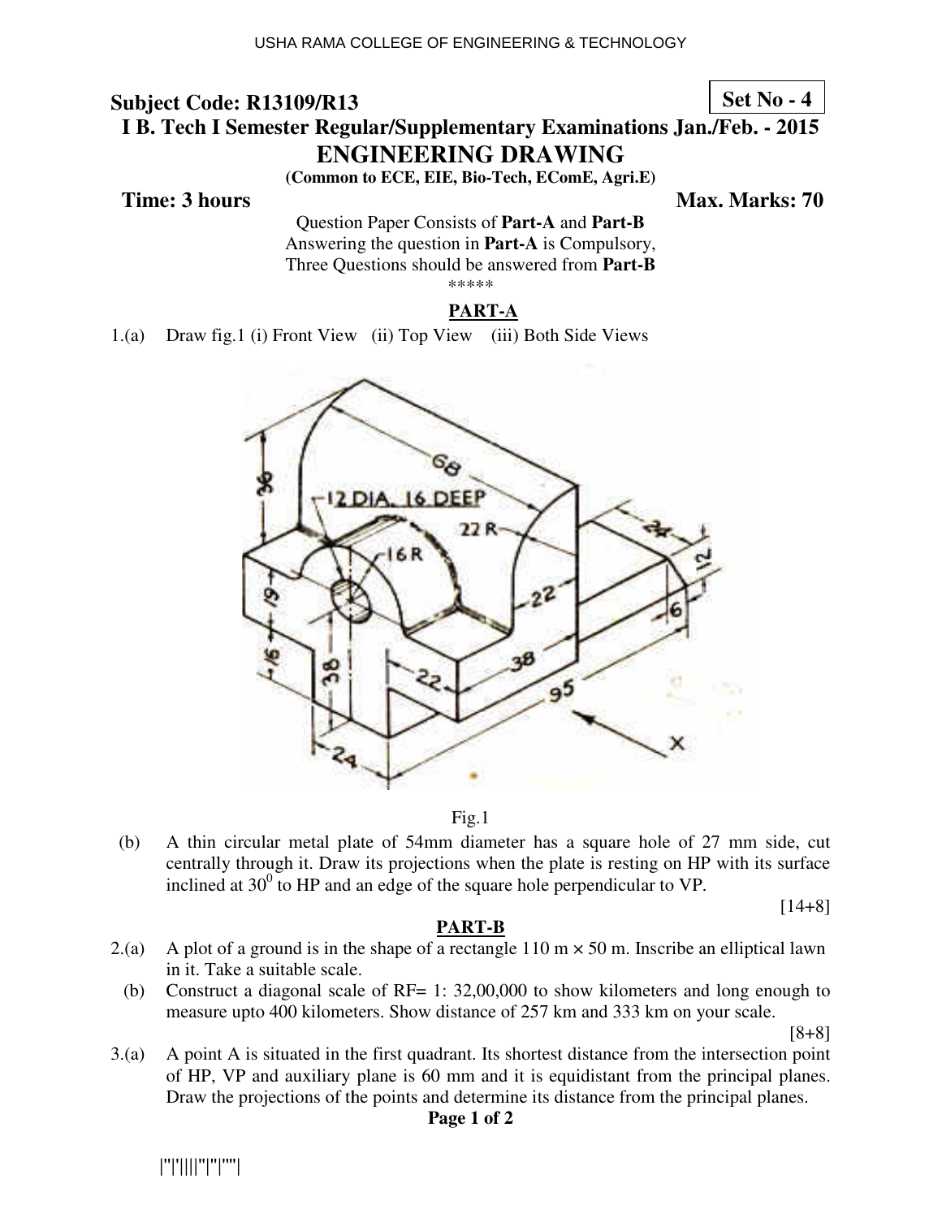**Subject Code: R13109/R13** **Set No - 4**

**I B. Tech I Semester Regular/Supplementary Examinations Jan./Feb. - 2015**

# ENGINEERING DRAWING

**(Common to ECE, EIE, Bio-Tech, EComE, Agri.E)**

**Time: 3 hours** **Max. Marks: 70**

Question Paper Consists of **Part-A** and **Part-B**
Answering the question in **Part-A** is Compulsory,
Three Questions should be answered from **Part-B**

*****

## PART-A

1.(a) Draw fig.1 (i) Front View (ii) Top View (iii) Both Side Views

Fig.1

(b) A thin circular metal plate of 54mm diameter has a square hole of 27 mm side, cut centrally through it. Draw its projections when the plate is resting on HP with its surface inclined at $30^0$ to HP and an edge of the square hole perpendicular to VP.

[14+8]

## PART-B

2.(a) A plot of a ground is in the shape of a rectangle 110 m × 50 m. Inscribe an elliptical lawn in it. Take a suitable scale.

(b) Construct a diagonal scale of RF= 1: 32,00,000 to show kilometers and long enough to measure upto 400 kilometers. Show distance of 257 km and 333 km on your scale.

[8+8]

3.(a) A point A is situated in the first quadrant. Its shortest distance from the intersection point of HP, VP and auxiliary plane is 60 mm and it is equidistant from the principal planes. Draw the projections of the points and determine its distance from the principal planes.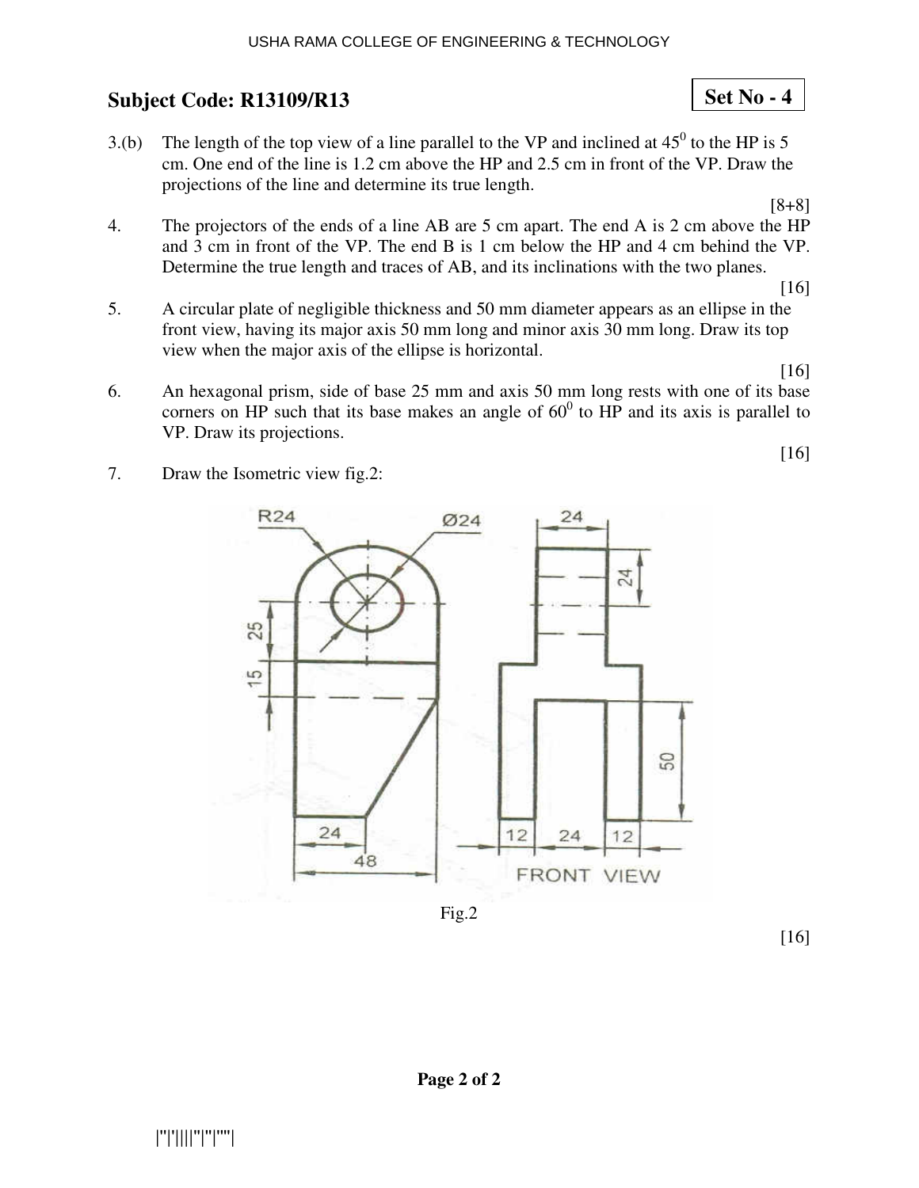## Subject Code: R13109/R13

**Set No - 4**

3.(b) The length of the top view of a line parallel to the VP and inclined at $45^0$ to the HP is 5 cm. One end of the line is 1.2 cm above the HP and 2.5 cm in front of the VP. Draw the projections of the line and determine its true length.

[8+8]

4. The projectors of the ends of a line AB are 5 cm apart. The end A is 2 cm above the HP and 3 cm in front of the VP. The end B is 1 cm below the HP and 4 cm behind the VP. Determine the true length and traces of AB, and its inclinations with the two planes.

[16]

5. A circular plate of negligible thickness and 50 mm diameter appears as an ellipse in the front view, having its major axis 50 mm long and minor axis 30 mm long. Draw its top view when the major axis of the ellipse is horizontal.

[16]

6. An hexagonal prism, side of base 25 mm and axis 50 mm long rests with one of its base corners on HP such that its base makes an angle of $60^0$ to HP and its axis is parallel to VP. Draw its projections.

[16]

7. Draw the Isometric view fig.2:

R24
Ø24
25
15
24
48
24
24
50
12
24
12
FRONT VIEW

Fig.2

[16]